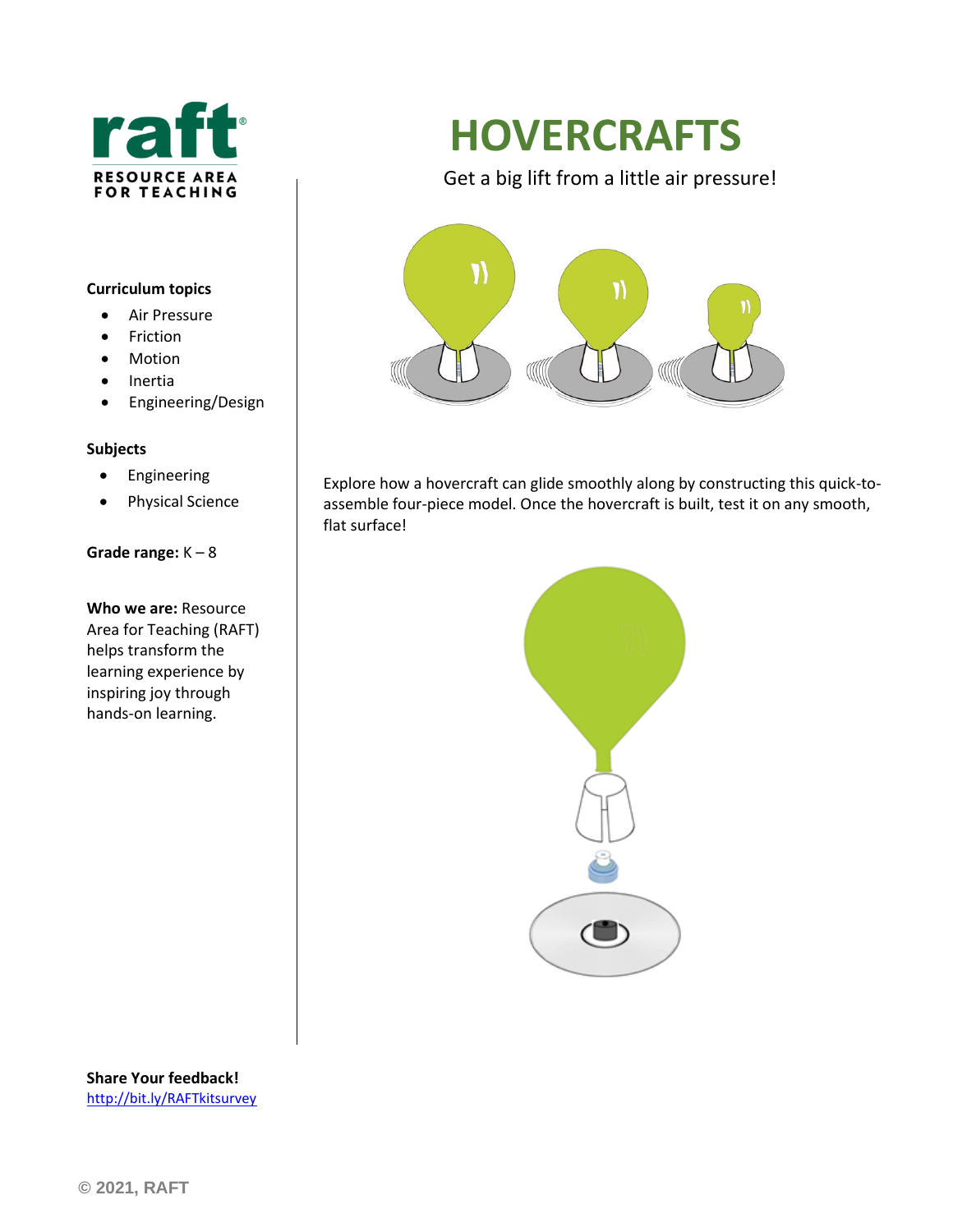# HOVERCRAFTS

Get a big lift from a little air pressure!

Explore how a hovercraft can glide smoothly along by constructing this quick-to-assemble four-piece model. Once the hovercraft is built, test it on any smooth, flat surface!

**Curriculum topics**

- Air Pressure
- Friction
- Motion
- Inertia
- Engineering/Design

**Subjects**

- Engineering
- Physical Science

**Grade range:** K – 8

**Who we are:** Resource Area for Teaching (RAFT) helps transform the learning experience by inspiring joy through hands-on learning.

**Share Your feedback!**
http://bit.ly/RAFTkitsurvey

© 2021, RAFT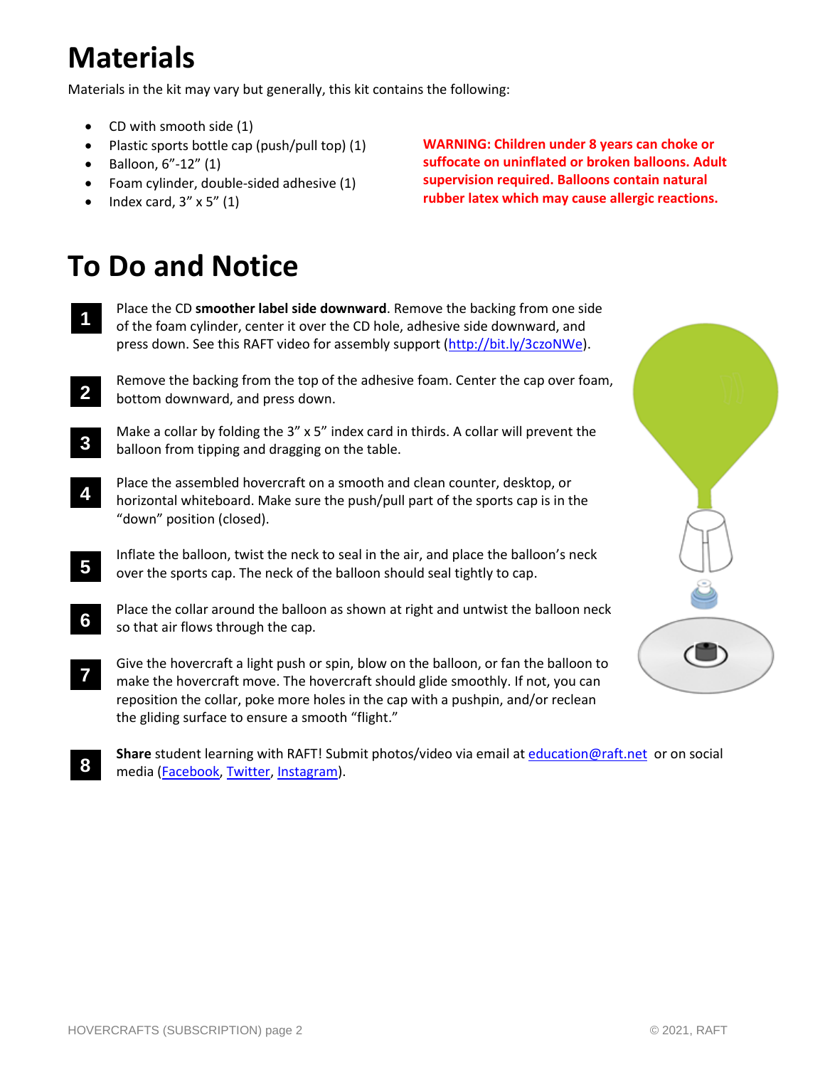# Materials

Materials in the kit may vary but generally, this kit contains the following:

- CD with smooth side (1)
- Plastic sports bottle cap (push/pull top) (1)
- Balloon, 6"-12" (1)
- Foam cylinder, double-sided adhesive (1)
- Index card, 3" x 5" (1)

**WARNING: Children under 8 years can choke or suffocate on uninflated or broken balloons. Adult supervision required. Balloons contain natural rubber latex which may cause allergic reactions.**

# To Do and Notice

1. Place the CD **smoother label side downward**. Remove the backing from one side of the foam cylinder, center it over the CD hole, adhesive side downward, and press down. See this RAFT video for assembly support (http://bit.ly/3czoNWe).

2. Remove the backing from the top of the adhesive foam. Center the cap over foam, bottom downward, and press down.

3. Make a collar by folding the 3" x 5" index card in thirds. A collar will prevent the balloon from tipping and dragging on the table.

4. Place the assembled hovercraft on a smooth and clean counter, desktop, or horizontal whiteboard. Make sure the push/pull part of the sports cap is in the "down" position (closed).

5. Inflate the balloon, twist the neck to seal in the air, and place the balloon's neck over the sports cap. The neck of the balloon should seal tightly to cap.

6. Place the collar around the balloon as shown at right and untwist the balloon neck so that air flows through the cap.

7. Give the hovercraft a light push or spin, blow on the balloon, or fan the balloon to make the hovercraft move. The hovercraft should glide smoothly. If not, you can reposition the collar, poke more holes in the cap with a pushpin, and/or reclean the gliding surface to ensure a smooth "flight."

8. **Share** student learning with RAFT! Submit photos/video via email at education@raft.net or on social media (Facebook, Twitter, Instagram).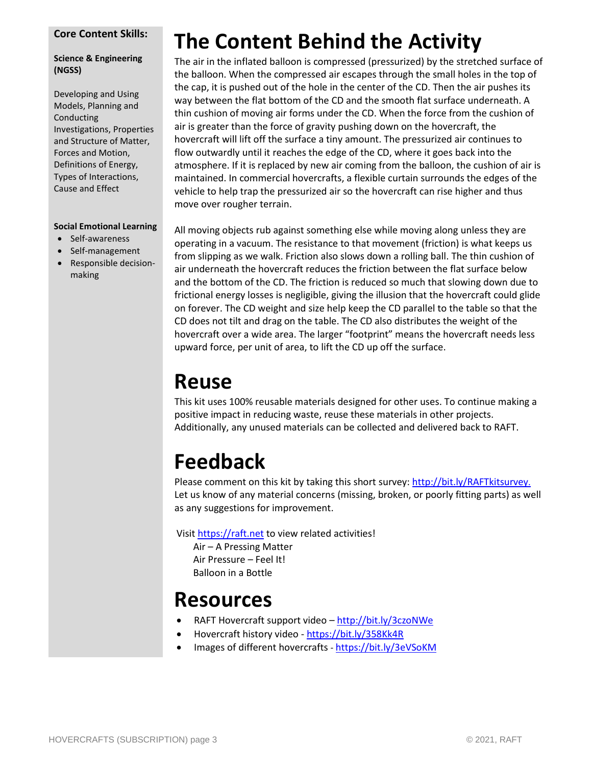**Core Content Skills:**

**Science & Engineering (NGSS)**

Developing and Using Models, Planning and Conducting Investigations, Properties and Structure of Matter, Forces and Motion, Definitions of Energy, Types of Interactions, Cause and Effect

**Social Emotional Learning**

- Self-awareness
- Self-management
- Responsible decision-making

# The Content Behind the Activity

The air in the inflated balloon is compressed (pressurized) by the stretched surface of the balloon. When the compressed air escapes through the small holes in the top of the cap, it is pushed out of the hole in the center of the CD. Then the air pushes its way between the flat bottom of the CD and the smooth flat surface underneath. A thin cushion of moving air forms under the CD. When the force from the cushion of air is greater than the force of gravity pushing down on the hovercraft, the hovercraft will lift off the surface a tiny amount. The pressurized air continues to flow outwardly until it reaches the edge of the CD, where it goes back into the atmosphere. If it is replaced by new air coming from the balloon, the cushion of air is maintained. In commercial hovercrafts, a flexible curtain surrounds the edges of the vehicle to help trap the pressurized air so the hovercraft can rise higher and thus move over rougher terrain.

All moving objects rub against something else while moving along unless they are operating in a vacuum. The resistance to that movement (friction) is what keeps us from slipping as we walk. Friction also slows down a rolling ball. The thin cushion of air underneath the hovercraft reduces the friction between the flat surface below and the bottom of the CD. The friction is reduced so much that slowing down due to frictional energy losses is negligible, giving the illusion that the hovercraft could glide on forever. The CD weight and size help keep the CD parallel to the table so that the CD does not tilt and drag on the table. The CD also distributes the weight of the hovercraft over a wide area. The larger "footprint" means the hovercraft needs less upward force, per unit of area, to lift the CD up off the surface.

# Reuse

This kit uses 100% reusable materials designed for other uses. To continue making a positive impact in reducing waste, reuse these materials in other projects. Additionally, any unused materials can be collected and delivered back to RAFT.

# Feedback

Please comment on this kit by taking this short survey: http://bit.ly/RAFTkitsurvey. Let us know of any material concerns (missing, broken, or poorly fitting parts) as well as any suggestions for improvement.

Visit https://raft.net to view related activities!

Air – A Pressing Matter
Air Pressure – Feel It!
Balloon in a Bottle

# Resources

- RAFT Hovercraft support video – http://bit.ly/3czoNWe
- Hovercraft history video - https://bit.ly/358Kk4R
- Images of different hovercrafts - https://bit.ly/3eVSoKM